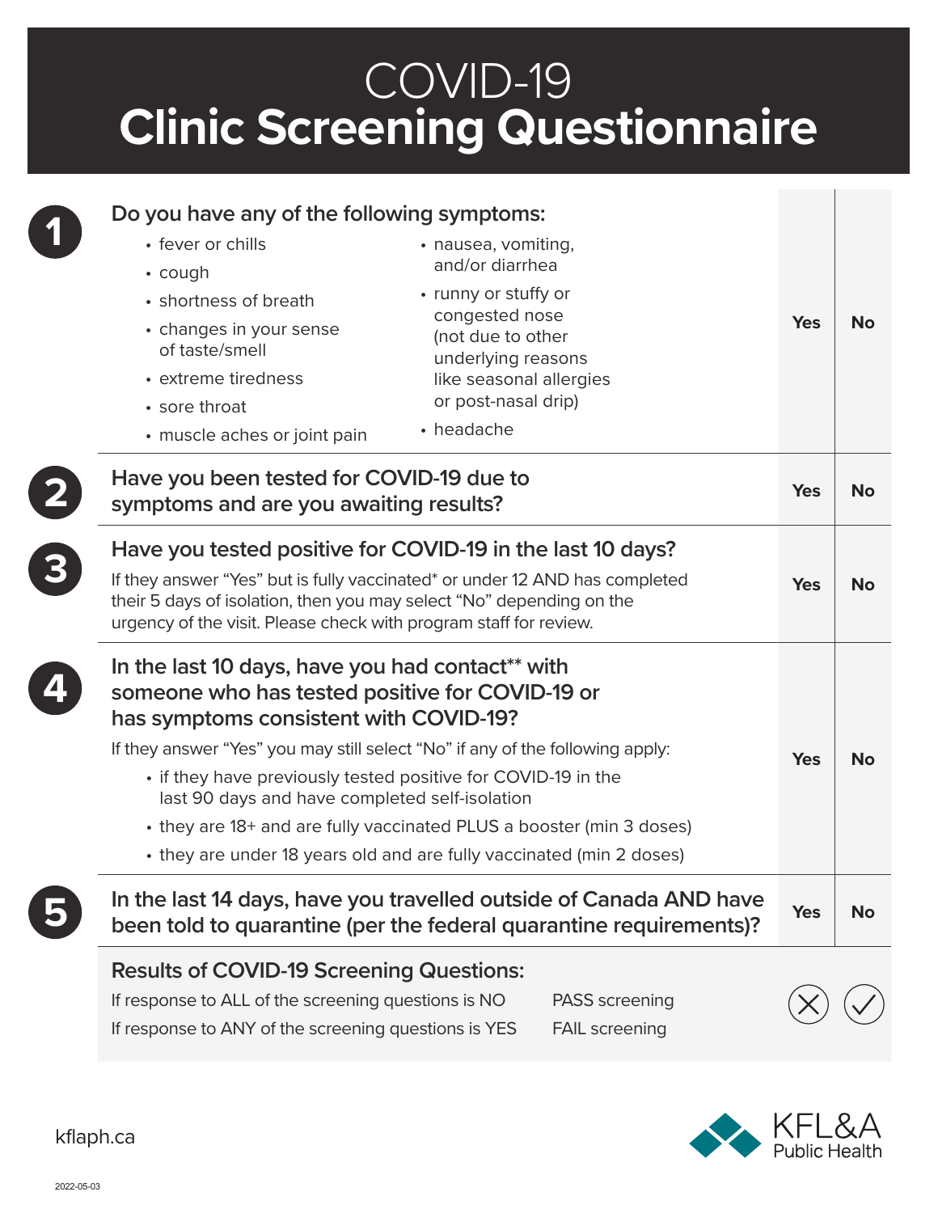# COVID-19
# Clinic Screening Questionnaire

| # | Question | | |
|---|---|---|---|
| 1 | **Do you have any of the following symptoms:**<br>• fever or chills<br>• cough<br>• shortness of breath<br>• changes in your sense of taste/smell<br>• extreme tiredness<br>• sore throat<br>• muscle aches or joint pain<br>• nausea, vomiting, and/or diarrhea<br>• runny or stuffy or congested nose (not due to other underlying reasons like seasonal allergies or post-nasal drip)<br>• headache | **Yes** | **No** |
| 2 | **Have you been tested for COVID-19 due to symptoms and are you awaiting results?** | **Yes** | **No** |
| 3 | **Have you tested positive for COVID-19 in the last 10 days?**<br>If they answer "Yes" but is fully vaccinated* or under 12 AND has completed their 5 days of isolation, then you may select "No" depending on the urgency of the visit. Please check with program staff for review. | **Yes** | **No** |
| 4 | **In the last 10 days, have you had contact** with someone who has tested positive for COVID-19 or has symptoms consistent with COVID-19?**<br>If they answer "Yes" you may still select "No" if any of the following apply:<br>• if they have previously tested positive for COVID-19 in the last 90 days and have completed self-isolation<br>• they are 18+ and are fully vaccinated PLUS a booster (min 3 doses)<br>• they are under 18 years old and are fully vaccinated (min 2 doses) | **Yes** | **No** |
| 5 | **In the last 14 days, have you travelled outside of Canada AND have been told to quarantine (per the federal quarantine requirements)?** | **Yes** | **No** |

## Results of COVID-19 Screening Questions:

| | |
|---|---|
| If response to ALL of the screening questions is NO | PASS screening |
| If response to ANY of the screening questions is YES | FAIL screening |

kflaph.ca

KFL&A Public Health

2022-05-03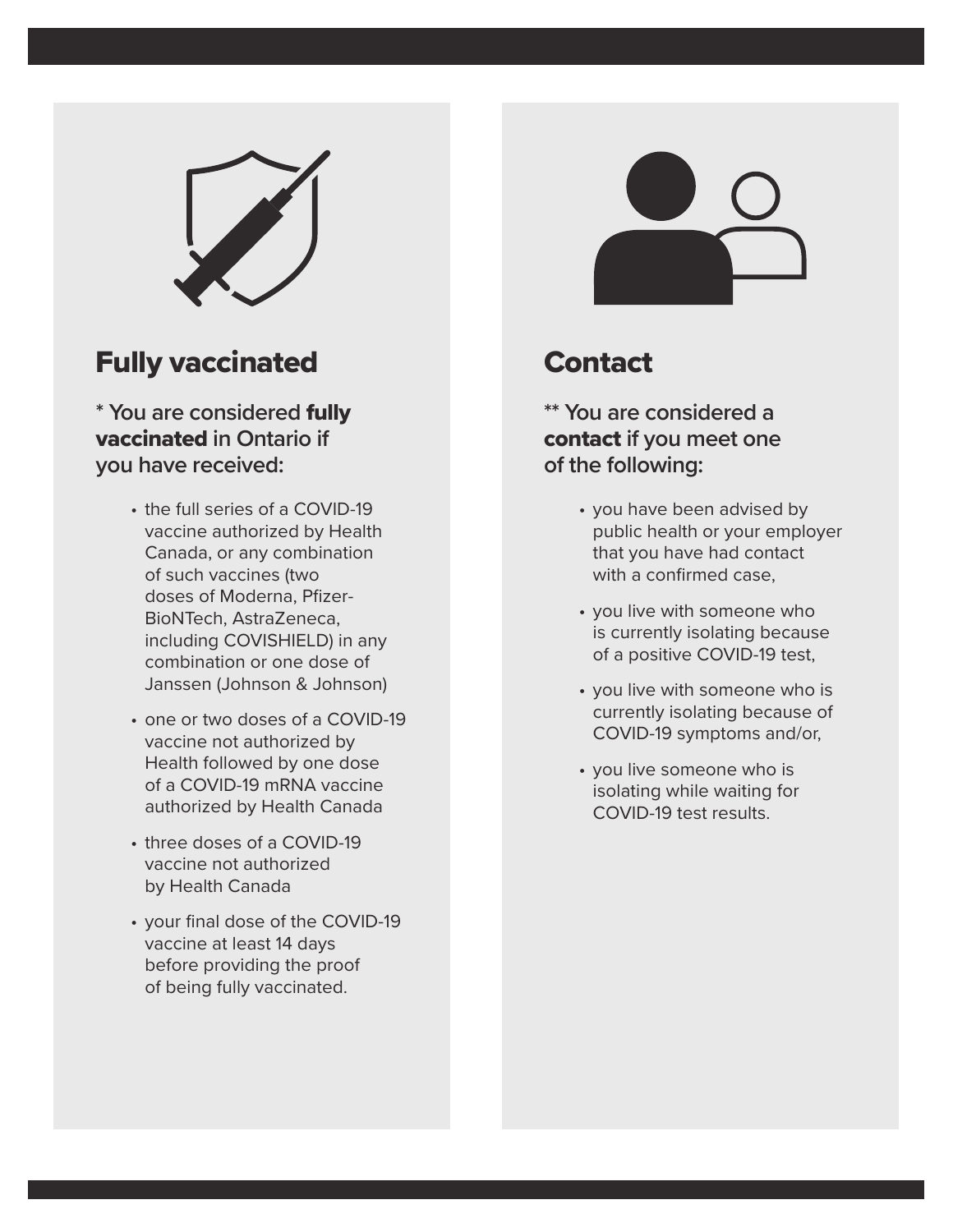## Fully vaccinated

**\* You are considered fully vaccinated in Ontario if you have received:**

- the full series of a COVID-19 vaccine authorized by Health Canada, or any combination of such vaccines (two doses of Moderna, Pfizer-BioNTech, AstraZeneca, including COVISHIELD) in any combination or one dose of Janssen (Johnson & Johnson)
- one or two doses of a COVID-19 vaccine not authorized by Health followed by one dose of a COVID-19 mRNA vaccine authorized by Health Canada
- three doses of a COVID-19 vaccine not authorized by Health Canada
- your final dose of the COVID-19 vaccine at least 14 days before providing the proof of being fully vaccinated.

## Contact

**\*\* You are considered a contact if you meet one of the following:**

- you have been advised by public health or your employer that you have had contact with a confirmed case,
- you live with someone who is currently isolating because of a positive COVID-19 test,
- you live with someone who is currently isolating because of COVID-19 symptoms and/or,
- you live someone who is isolating while waiting for COVID-19 test results.